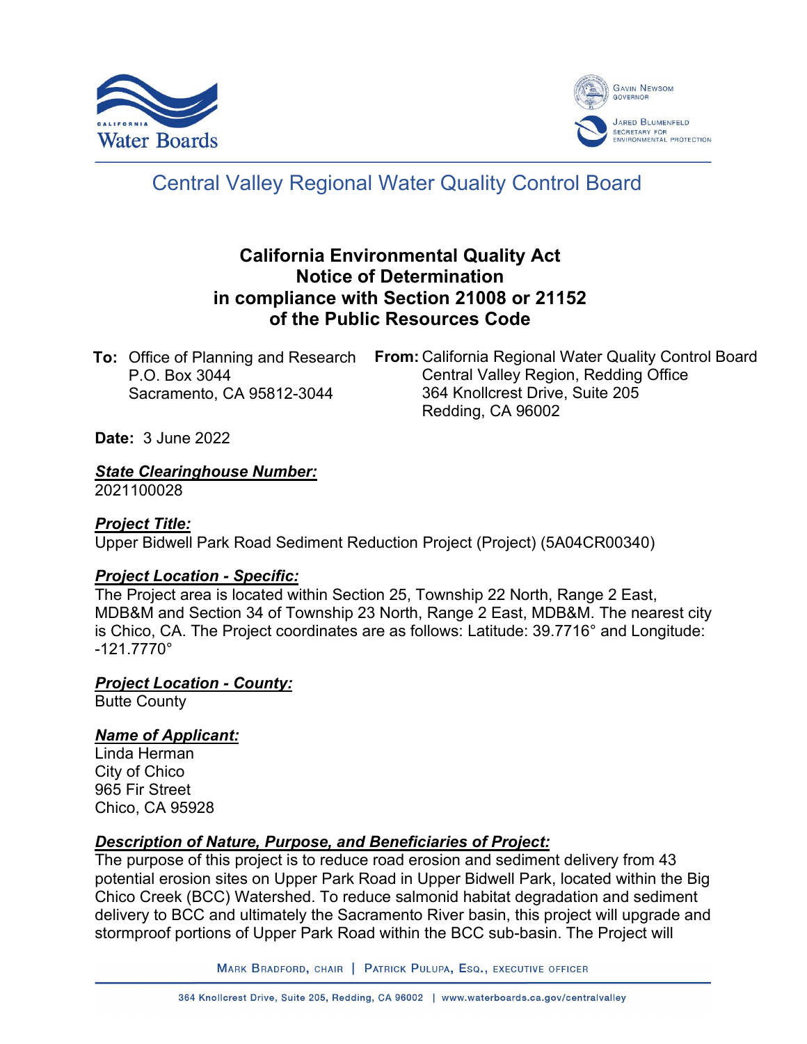Central Valley Regional Water Quality Control Board

# California Environmental Quality Act Notice of Determination in compliance with Section 21008 or 21152 of the Public Resources Code

**To:** Office of Planning and Research
P.O. Box 3044
Sacramento, CA 95812-3044

**From:** California Regional Water Quality Control Board
Central Valley Region, Redding Office
364 Knollcrest Drive, Suite 205
Redding, CA 96002

**Date:** 3 June 2022

***State Clearinghouse Number:***
2021100028

***Project Title:***
Upper Bidwell Park Road Sediment Reduction Project (Project) (5A04CR00340)

***Project Location - Specific:***
The Project area is located within Section 25, Township 22 North, Range 2 East, MDB&M and Section 34 of Township 23 North, Range 2 East, MDB&M. The nearest city is Chico, CA. The Project coordinates are as follows: Latitude: 39.7716° and Longitude: -121.7770°

***Project Location - County:***
Butte County

***Name of Applicant:***
Linda Herman
City of Chico
965 Fir Street
Chico, CA 95928

***Description of Nature, Purpose, and Beneficiaries of Project:***
The purpose of this project is to reduce road erosion and sediment delivery from 43 potential erosion sites on Upper Park Road in Upper Bidwell Park, located within the Big Chico Creek (BCC) Watershed. To reduce salmonid habitat degradation and sediment delivery to BCC and ultimately the Sacramento River basin, this project will upgrade and stormproof portions of Upper Park Road within the BCC sub-basin. The Project will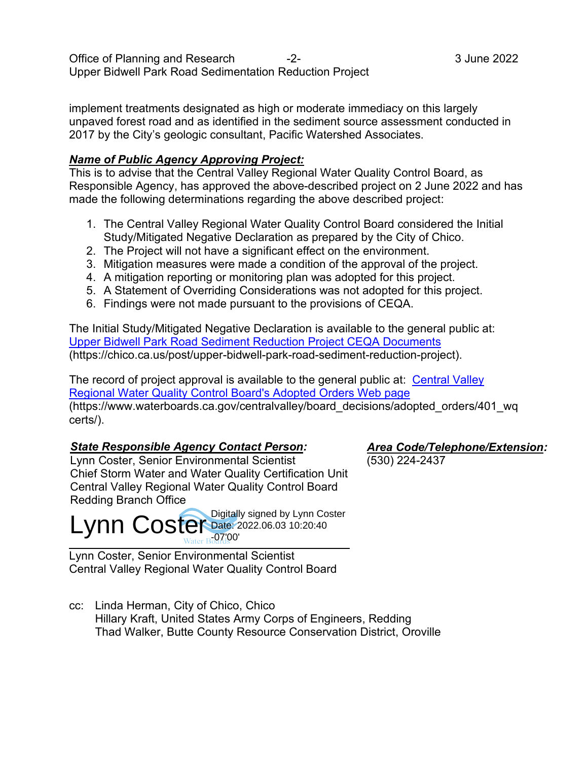implement treatments designated as high or moderate immediacy on this largely unpaved forest road and as identified in the sediment source assessment conducted in 2017 by the City's geologic consultant, Pacific Watershed Associates.

***Name of Public Agency Approving Project:***
This is to advise that the Central Valley Regional Water Quality Control Board, as Responsible Agency, has approved the above-described project on 2 June 2022 and has made the following determinations regarding the above described project:

1. The Central Valley Regional Water Quality Control Board considered the Initial Study/Mitigated Negative Declaration as prepared by the City of Chico.
2. The Project will not have a significant effect on the environment.
3. Mitigation measures were made a condition of the approval of the project.
4. A mitigation reporting or monitoring plan was adopted for this project.
5. A Statement of Overriding Considerations was not adopted for this project.
6. Findings were not made pursuant to the provisions of CEQA.

The Initial Study/Mitigated Negative Declaration is available to the general public at: [Upper Bidwell Park Road Sediment Reduction Project CEQA Documents](https://chico.ca.us/post/upper-bidwell-park-road-sediment-reduction-project) (https://chico.ca.us/post/upper-bidwell-park-road-sediment-reduction-project).

The record of project approval is available to the general public at: [Central Valley Regional Water Quality Control Board's Adopted Orders Web page](https://www.waterboards.ca.gov/centralvalley/board_decisions/adopted_orders/401_wqcerts/) (https://www.waterboards.ca.gov/centralvalley/board_decisions/adopted_orders/401_wqcerts/).

***State Responsible Agency Contact Person:***
Lynn Coster, Senior Environmental Scientist
Chief Storm Water and Water Quality Certification Unit
Central Valley Regional Water Quality Control Board
Redding Branch Office

***Area Code/Telephone/Extension:***
(530) 224-2437

Lynn Coster
Digitally signed by Lynn Coster
Date: 2022.06.03 10:20:40 -07'00'

Lynn Coster, Senior Environmental Scientist
Central Valley Regional Water Quality Control Board

cc: Linda Herman, City of Chico, Chico
Hillary Kraft, United States Army Corps of Engineers, Redding
Thad Walker, Butte County Resource Conservation District, Oroville